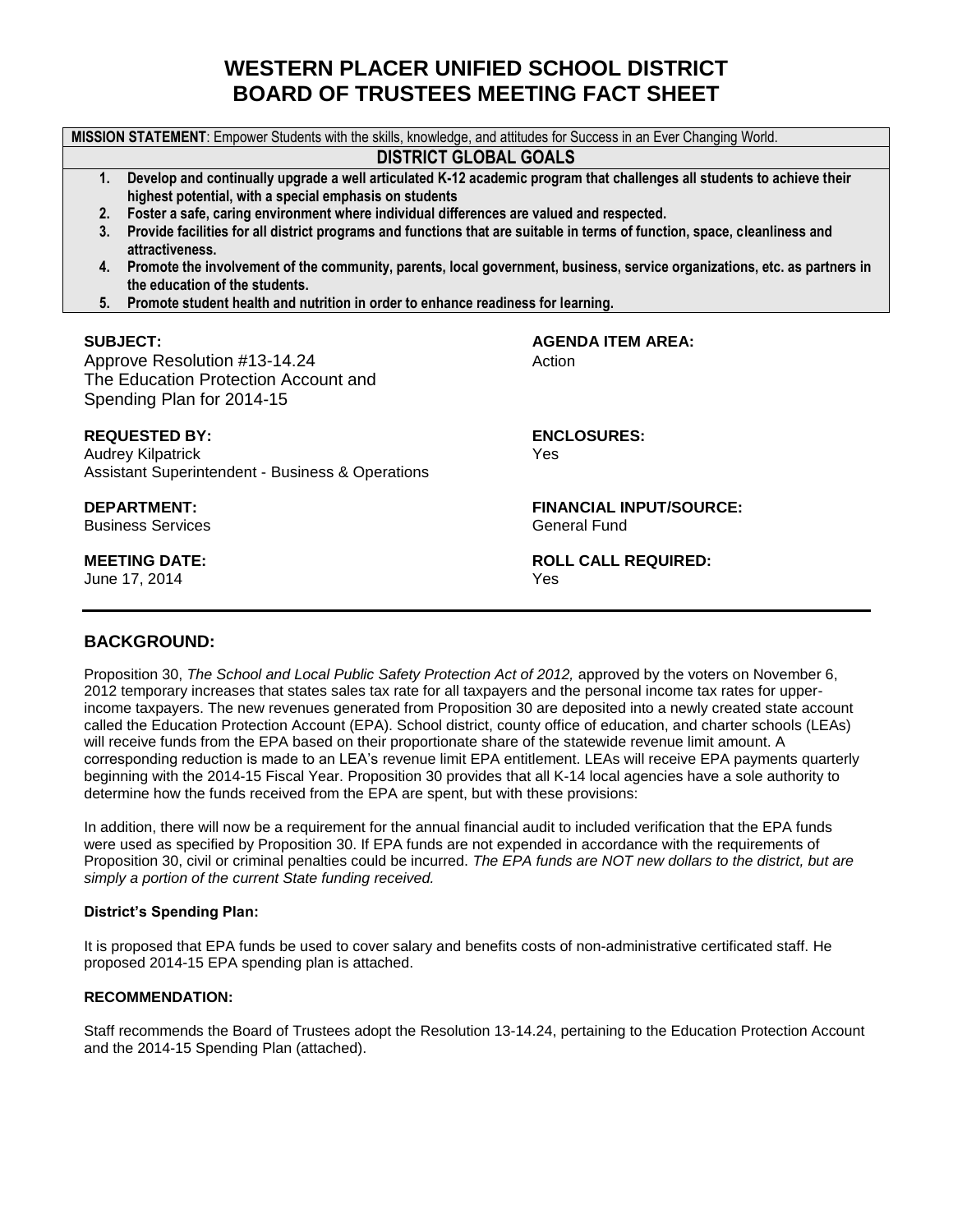# WESTERN PLACER UNIFIED SCHOOL DISTRICT
# BOARD OF TRUSTEES MEETING FACT SHEET

**MISSION STATEMENT**: Empower Students with the skills, knowledge, and attitudes for Success in an Ever Changing World.

**DISTRICT GLOBAL GOALS**

1. **Develop and continually upgrade a well articulated K-12 academic program that challenges all students to achieve their highest potential, with a special emphasis on students**
2. **Foster a safe, caring environment where individual differences are valued and respected.**
3. **Provide facilities for all district programs and functions that are suitable in terms of function, space, cleanliness and attractiveness.**
4. **Promote the involvement of the community, parents, local government, business, service organizations, etc. as partners in the education of the students.**
5. **Promote student health and nutrition in order to enhance readiness for learning.**

**SUBJECT:**
Approve Resolution #13-14.24
The Education Protection Account and Spending Plan for 2014-15

**AGENDA ITEM AREA:**
Action

**REQUESTED BY:**
Audrey Kilpatrick
Assistant Superintendent - Business & Operations

**ENCLOSURES:**
Yes

**DEPARTMENT:**
Business Services

**FINANCIAL INPUT/SOURCE:**
General Fund

**MEETING DATE:**
June 17, 2014

**ROLL CALL REQUIRED:**
Yes

## BACKGROUND:

Proposition 30, *The School and Local Public Safety Protection Act of 2012,* approved by the voters on November 6, 2012 temporary increases that states sales tax rate for all taxpayers and the personal income tax rates for upper-income taxpayers. The new revenues generated from Proposition 30 are deposited into a newly created state account called the Education Protection Account (EPA). School district, county office of education, and charter schools (LEAs) will receive funds from the EPA based on their proportionate share of the statewide revenue limit amount. A corresponding reduction is made to an LEA's revenue limit EPA entitlement. LEAs will receive EPA payments quarterly beginning with the 2014-15 Fiscal Year. Proposition 30 provides that all K-14 local agencies have a sole authority to determine how the funds received from the EPA are spent, but with these provisions:

In addition, there will now be a requirement for the annual financial audit to included verification that the EPA funds were used as specified by Proposition 30. If EPA funds are not expended in accordance with the requirements of Proposition 30, civil or criminal penalties could be incurred. *The EPA funds are NOT new dollars to the district, but are simply a portion of the current State funding received.*

**District's Spending Plan:**

It is proposed that EPA funds be used to cover salary and benefits costs of non-administrative certificated staff. He proposed 2014-15 EPA spending plan is attached.

**RECOMMENDATION:**

Staff recommends the Board of Trustees adopt the Resolution 13-14.24, pertaining to the Education Protection Account and the 2014-15 Spending Plan (attached).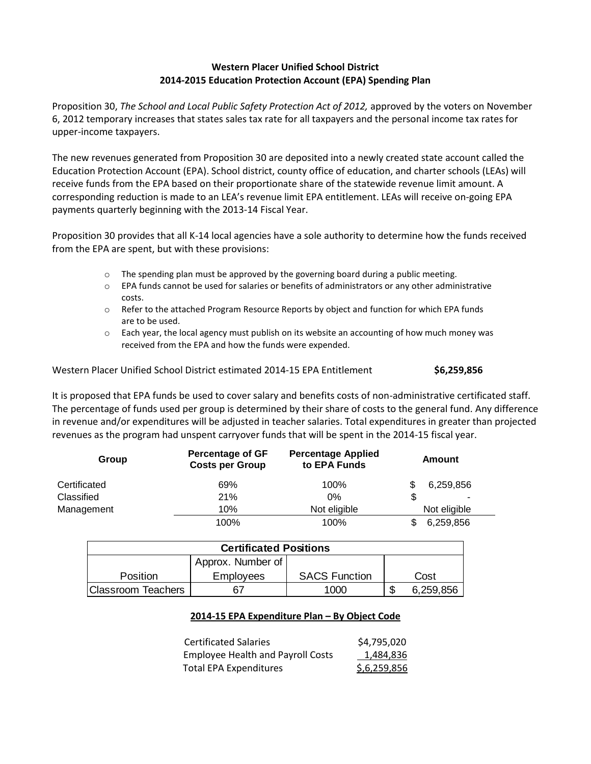**Western Placer Unified School District**
**2014-2015 Education Protection Account (EPA) Spending Plan**

Proposition 30, *The School and Local Public Safety Protection Act of 2012,* approved by the voters on November 6, 2012 temporary increases that states sales tax rate for all taxpayers and the personal income tax rates for upper-income taxpayers.

The new revenues generated from Proposition 30 are deposited into a newly created state account called the Education Protection Account (EPA). School district, county office of education, and charter schools (LEAs) will receive funds from the EPA based on their proportionate share of the statewide revenue limit amount. A corresponding reduction is made to an LEA's revenue limit EPA entitlement. LEAs will receive on-going EPA payments quarterly beginning with the 2013-14 Fiscal Year.

Proposition 30 provides that all K-14 local agencies have a sole authority to determine how the funds received from the EPA are spent, but with these provisions:

- The spending plan must be approved by the governing board during a public meeting.
- EPA funds cannot be used for salaries or benefits of administrators or any other administrative costs.
- Refer to the attached Program Resource Reports by object and function for which EPA funds are to be used.
- Each year, the local agency must publish on its website an accounting of how much money was received from the EPA and how the funds were expended.

Western Placer Unified School District estimated 2014-15 EPA Entitlement **$6,259,856**

It is proposed that EPA funds be used to cover salary and benefits costs of non-administrative certificated staff. The percentage of funds used per group is determined by their share of costs to the general fund. Any difference in revenue and/or expenditures will be adjusted in teacher salaries. Total expenditures in greater than projected revenues as the program had unspent carryover funds that will be spent in the 2014-15 fiscal year.

| Group | Percentage of GF Costs per Group | Percentage Applied to EPA Funds | Amount |
|---|---|---|---|
| Certificated | 69% | 100% | $ 6,259,856 |
| Classified | 21% | 0% | $ - |
| Management | 10% | Not eligible | Not eligible |
| | 100% | 100% | $ 6,259,856 |

| Certificated Positions | | | |
|---|---|---|---|
| Position | Approx. Number of Employees | SACS Function | Cost |
| Classroom Teachers | 67 | 1000 | $ 6,259,856 |

**2014-15 EPA Expenditure Plan – By Object Code**

| | |
|---|---|
| Certificated Salaries | $4,795,020 |
| Employee Health and Payroll Costs | 1,484,836 |
| Total EPA Expenditures | $,6,259,856 |